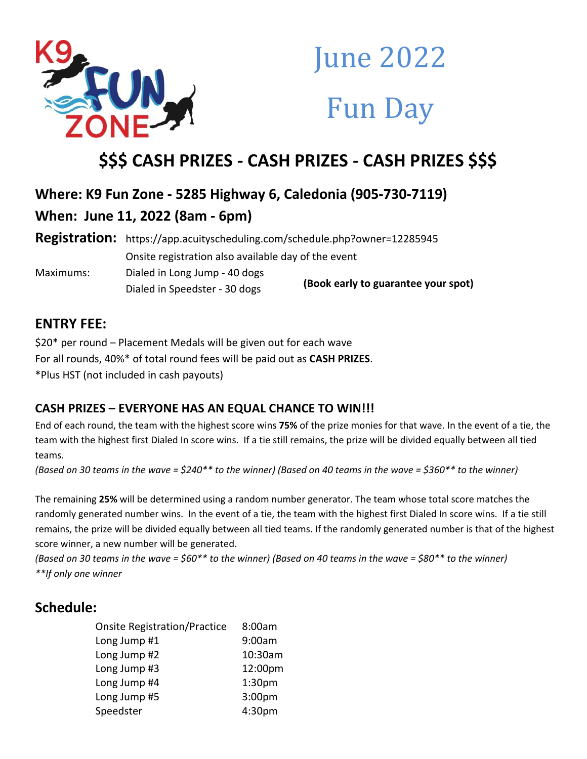# June 2022

# Fun Day

## $$$ CASH PRIZES - CASH PRIZES - CASH PRIZES $$$

### Where: K9 Fun Zone - 5285 Highway 6, Caledonia (905-730-7119)

### When: June 11, 2022 (8am - 6pm)

**Registration:** https://app.acuityscheduling.com/schedule.php?owner=12285945

Onsite registration also available day of the event

Maximums:
Dialed in Long Jump - 40 dogs
Dialed in Speedster - 30 dogs

**(Book early to guarantee your spot)**

## ENTRY FEE:

$20* per round – Placement Medals will be given out for each wave

For all rounds, 40%* of total round fees will be paid out as **CASH PRIZES**.

*Plus HST (not included in cash payouts)

### CASH PRIZES – EVERYONE HAS AN EQUAL CHANCE TO WIN!!!

End of each round, the team with the highest score wins **75%** of the prize monies for that wave. In the event of a tie, the team with the highest first Dialed In score wins. If a tie still remains, the prize will be divided equally between all tied teams.

*(Based on 30 teams in the wave = $240** to the winner) (Based on 40 teams in the wave = $360** to the winner)*

The remaining **25%** will be determined using a random number generator. The team whose total score matches the randomly generated number wins. In the event of a tie, the team with the highest first Dialed In score wins. If a tie still remains, the prize will be divided equally between all tied teams. If the randomly generated number is that of the highest score winner, a new number will be generated.

*(Based on 30 teams in the wave = $60** to the winner) (Based on 40 teams in the wave = $80** to the winner)*

*\*\*If only one winner*

## Schedule:

| | |
|---|---|
| Onsite Registration/Practice | 8:00am |
| Long Jump #1 | 9:00am |
| Long Jump #2 | 10:30am |
| Long Jump #3 | 12:00pm |
| Long Jump #4 | 1:30pm |
| Long Jump #5 | 3:00pm |
| Speedster | 4:30pm |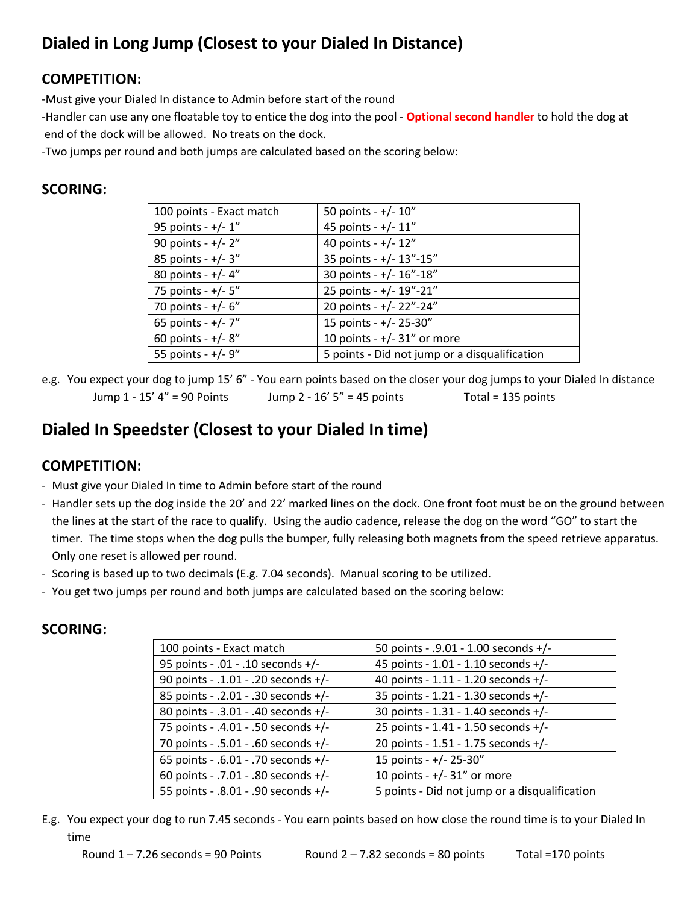## Dialed in Long Jump (Closest to your Dialed In Distance)

### COMPETITION:

-Must give your Dialed In distance to Admin before start of the round

-Handler can use any one floatable toy to entice the dog into the pool - **Optional second handler** to hold the dog at end of the dock will be allowed. No treats on the dock.

-Two jumps per round and both jumps are calculated based on the scoring below:

### SCORING:

| | |
|---|---|
| 100 points - Exact match | 50 points - +/- 10" |
| 95 points - +/- 1" | 45 points - +/- 11" |
| 90 points - +/- 2" | 40 points - +/- 12" |
| 85 points - +/- 3" | 35 points - +/- 13"-15" |
| 80 points - +/- 4" | 30 points - +/- 16"-18" |
| 75 points - +/- 5" | 25 points - +/- 19"-21" |
| 70 points - +/- 6" | 20 points - +/- 22"-24" |
| 65 points - +/- 7" | 15 points - +/- 25-30" |
| 60 points - +/- 8" | 10 points - +/- 31" or more |
| 55 points - +/- 9" | 5 points - Did not jump or a disqualification |

e.g. You expect your dog to jump 15' 6" - You earn points based on the closer your dog jumps to your Dialed In distance

Jump 1 - 15' 4" = 90 Points    Jump 2 - 16' 5" = 45 points    Total = 135 points

## Dialed In Speedster (Closest to your Dialed In time)

### COMPETITION:

- Must give your Dialed In time to Admin before start of the round
- Handler sets up the dog inside the 20' and 22' marked lines on the dock. One front foot must be on the ground between the lines at the start of the race to qualify. Using the audio cadence, release the dog on the word "GO" to start the timer. The time stops when the dog pulls the bumper, fully releasing both magnets from the speed retrieve apparatus. Only one reset is allowed per round.
- Scoring is based up to two decimals (E.g. 7.04 seconds). Manual scoring to be utilized.
- You get two jumps per round and both jumps are calculated based on the scoring below:

### SCORING:

| | |
|---|---|
| 100 points - Exact match | 50 points - .9.01 - 1.00 seconds +/- |
| 95 points - .01 - .10 seconds +/- | 45 points - 1.01 - 1.10 seconds +/- |
| 90 points - .1.01 - .20 seconds +/- | 40 points - 1.11 - 1.20 seconds +/- |
| 85 points - .2.01 - .30 seconds +/- | 35 points - 1.21 - 1.30 seconds +/- |
| 80 points - .3.01 - .40 seconds +/- | 30 points - 1.31 - 1.40 seconds +/- |
| 75 points - .4.01 - .50 seconds +/- | 25 points - 1.41 - 1.50 seconds +/- |
| 70 points - .5.01 - .60 seconds +/- | 20 points - 1.51 - 1.75 seconds +/- |
| 65 points - .6.01 - .70 seconds +/- | 15 points - +/- 25-30" |
| 60 points - .7.01 - .80 seconds +/- | 10 points - +/- 31" or more |
| 55 points - .8.01 - .90 seconds +/- | 5 points - Did not jump or a disqualification |

E.g. You expect your dog to run 7.45 seconds - You earn points based on how close the round time is to your Dialed In time

Round 1 – 7.26 seconds = 90 Points    Round 2 – 7.82 seconds = 80 points    Total =170 points